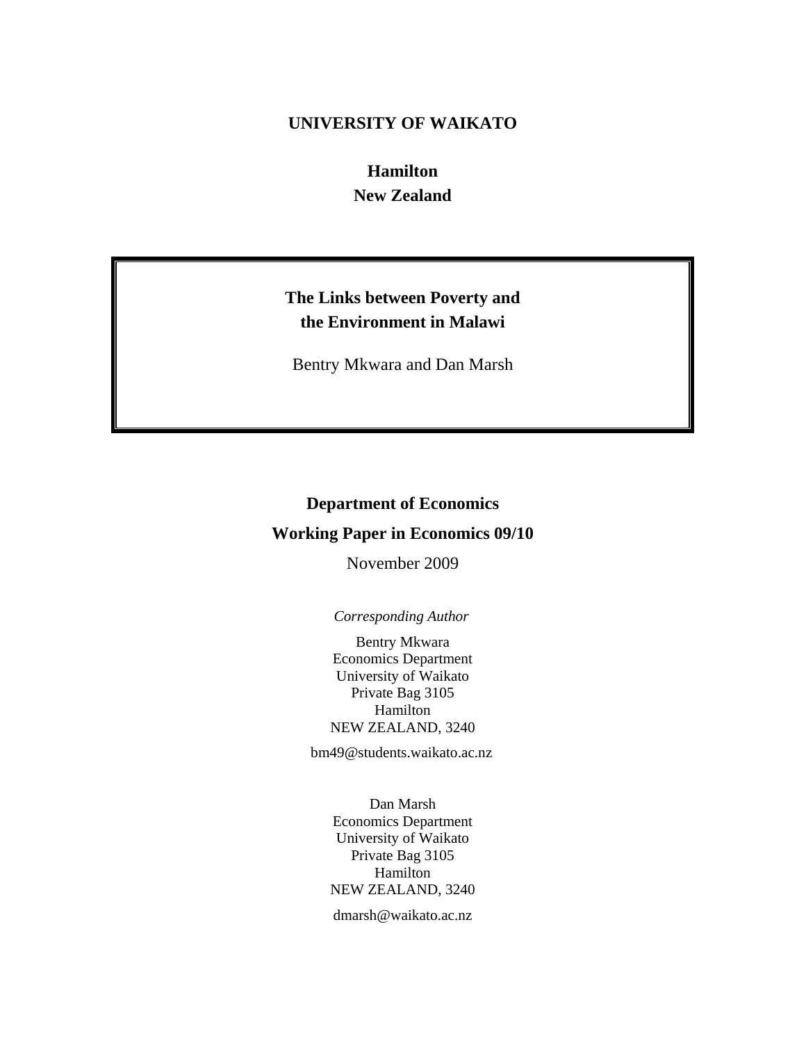**UNIVERSITY OF WAIKATO**

**Hamilton**
**New Zealand**

# The Links between Poverty and the Environment in Malawi

Bentry Mkwara and Dan Marsh

**Department of Economics**

**Working Paper in Economics 09/10**

November 2009

*Corresponding Author*

Bentry Mkwara
Economics Department
University of Waikato
Private Bag 3105
Hamilton
NEW ZEALAND, 3240

bm49@students.waikato.ac.nz

Dan Marsh
Economics Department
University of Waikato
Private Bag 3105
Hamilton
NEW ZEALAND, 3240

dmarsh@waikato.ac.nz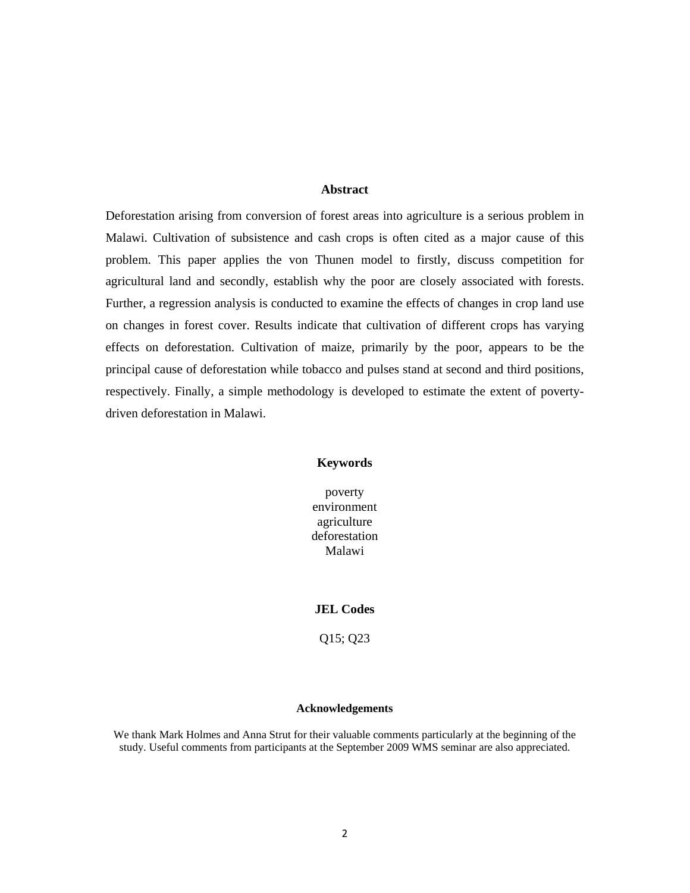## Abstract

Deforestation arising from conversion of forest areas into agriculture is a serious problem in Malawi. Cultivation of subsistence and cash crops is often cited as a major cause of this problem. This paper applies the von Thunen model to firstly, discuss competition for agricultural land and secondly, establish why the poor are closely associated with forests. Further, a regression analysis is conducted to examine the effects of changes in crop land use on changes in forest cover. Results indicate that cultivation of different crops has varying effects on deforestation. Cultivation of maize, primarily by the poor, appears to be the principal cause of deforestation while tobacco and pulses stand at second and third positions, respectively. Finally, a simple methodology is developed to estimate the extent of poverty-driven deforestation in Malawi.

## Keywords

poverty
environment
agriculture
deforestation
Malawi

## JEL Codes

Q15; Q23

## Acknowledgements

We thank Mark Holmes and Anna Strut for their valuable comments particularly at the beginning of the study. Useful comments from participants at the September 2009 WMS seminar are also appreciated.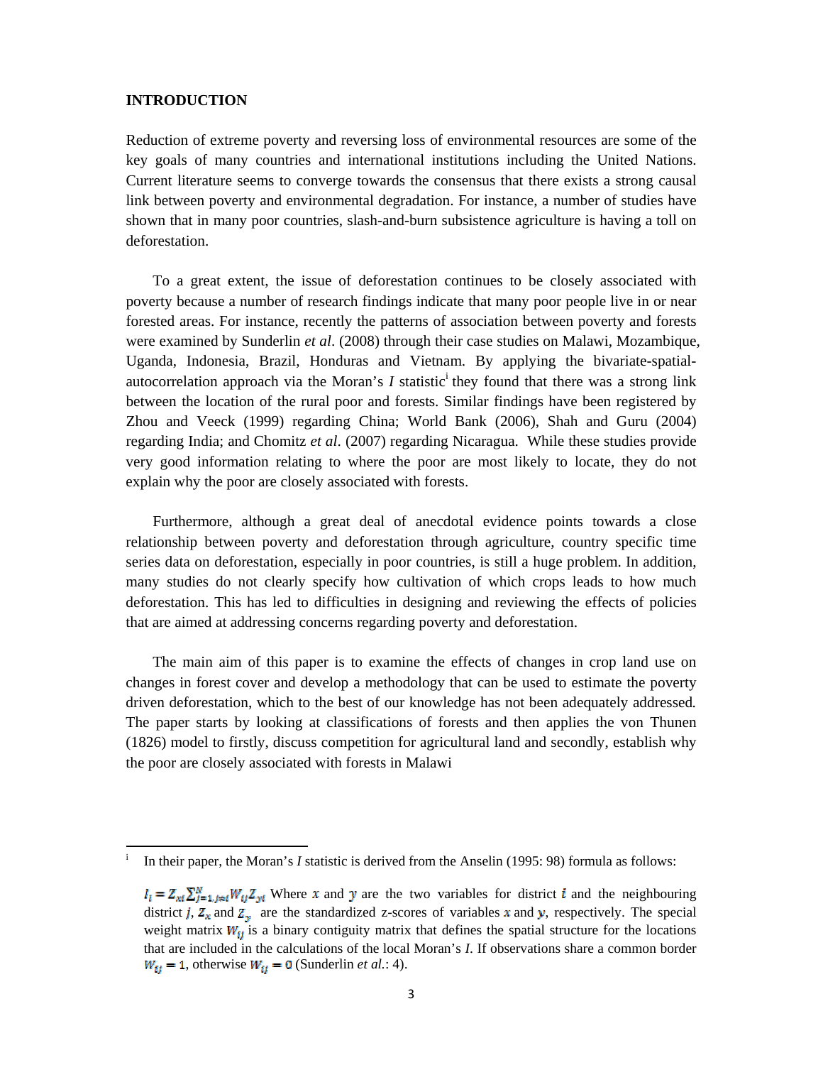## INTRODUCTION

Reduction of extreme poverty and reversing loss of environmental resources are some of the key goals of many countries and international institutions including the United Nations. Current literature seems to converge towards the consensus that there exists a strong causal link between poverty and environmental degradation. For instance, a number of studies have shown that in many poor countries, slash-and-burn subsistence agriculture is having a toll on deforestation.

To a great extent, the issue of deforestation continues to be closely associated with poverty because a number of research findings indicate that many poor people live in or near forested areas. For instance, recently the patterns of association between poverty and forests were examined by Sunderlin *et al*. (2008) through their case studies on Malawi, Mozambique, Uganda, Indonesia, Brazil, Honduras and Vietnam. By applying the bivariate-spatial-autocorrelation approach via the Moran's *I* statistic[i] they found that there was a strong link between the location of the rural poor and forests. Similar findings have been registered by Zhou and Veeck (1999) regarding China; World Bank (2006), Shah and Guru (2004) regarding India; and Chomitz *et al*. (2007) regarding Nicaragua. While these studies provide very good information relating to where the poor are most likely to locate, they do not explain why the poor are closely associated with forests.

Furthermore, although a great deal of anecdotal evidence points towards a close relationship between poverty and deforestation through agriculture, country specific time series data on deforestation, especially in poor countries, is still a huge problem. In addition, many studies do not clearly specify how cultivation of which crops leads to how much deforestation. This has led to difficulties in designing and reviewing the effects of policies that are aimed at addressing concerns regarding poverty and deforestation.

The main aim of this paper is to examine the effects of changes in crop land use on changes in forest cover and develop a methodology that can be used to estimate the poverty driven deforestation, which to the best of our knowledge has not been adequately addressed. The paper starts by looking at classifications of forests and then applies the von Thunen (1826) model to firstly, discuss competition for agricultural land and secondly, establish why the poor are closely associated with forests in Malawi

---

[i] In their paper, the Moran's *I* statistic is derived from the Anselin (1995: 98) formula as follows:

$I_i = Z_{xi} \sum_{j=1, j \neq i}^{N} W_{ij} Z_{yi}$ Where $x$ and $y$ are the two variables for district $i$ and the neighbouring district $j$, $Z_x$ and $Z_y$ are the standardized z-scores of variables $x$ and $y$, respectively. The special weight matrix $W_{ij}$ is a binary contiguity matrix that defines the spatial structure for the locations that are included in the calculations of the local Moran's *I*. If observations share a common border $W_{ij} = 1$, otherwise $W_{ij} = 0$ (Sunderlin *et al.*: 4).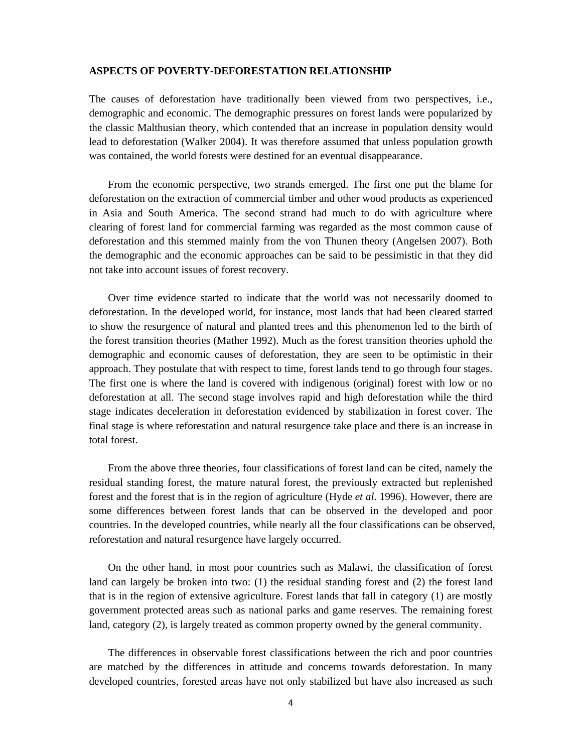## ASPECTS OF POVERTY-DEFORESTATION RELATIONSHIP

The causes of deforestation have traditionally been viewed from two perspectives, i.e., demographic and economic. The demographic pressures on forest lands were popularized by the classic Malthusian theory, which contended that an increase in population density would lead to deforestation (Walker 2004). It was therefore assumed that unless population growth was contained, the world forests were destined for an eventual disappearance.

From the economic perspective, two strands emerged. The first one put the blame for deforestation on the extraction of commercial timber and other wood products as experienced in Asia and South America. The second strand had much to do with agriculture where clearing of forest land for commercial farming was regarded as the most common cause of deforestation and this stemmed mainly from the von Thunen theory (Angelsen 2007). Both the demographic and the economic approaches can be said to be pessimistic in that they did not take into account issues of forest recovery.

Over time evidence started to indicate that the world was not necessarily doomed to deforestation. In the developed world, for instance, most lands that had been cleared started to show the resurgence of natural and planted trees and this phenomenon led to the birth of the forest transition theories (Mather 1992). Much as the forest transition theories uphold the demographic and economic causes of deforestation, they are seen to be optimistic in their approach. They postulate that with respect to time, forest lands tend to go through four stages. The first one is where the land is covered with indigenous (original) forest with low or no deforestation at all. The second stage involves rapid and high deforestation while the third stage indicates deceleration in deforestation evidenced by stabilization in forest cover. The final stage is where reforestation and natural resurgence take place and there is an increase in total forest.

From the above three theories, four classifications of forest land can be cited, namely the residual standing forest, the mature natural forest, the previously extracted but replenished forest and the forest that is in the region of agriculture (Hyde *et al.* 1996). However, there are some differences between forest lands that can be observed in the developed and poor countries. In the developed countries, while nearly all the four classifications can be observed, reforestation and natural resurgence have largely occurred.

On the other hand, in most poor countries such as Malawi, the classification of forest land can largely be broken into two: (1) the residual standing forest and (2) the forest land that is in the region of extensive agriculture. Forest lands that fall in category (1) are mostly government protected areas such as national parks and game reserves. The remaining forest land, category (2), is largely treated as common property owned by the general community.

The differences in observable forest classifications between the rich and poor countries are matched by the differences in attitude and concerns towards deforestation. In many developed countries, forested areas have not only stabilized but have also increased as such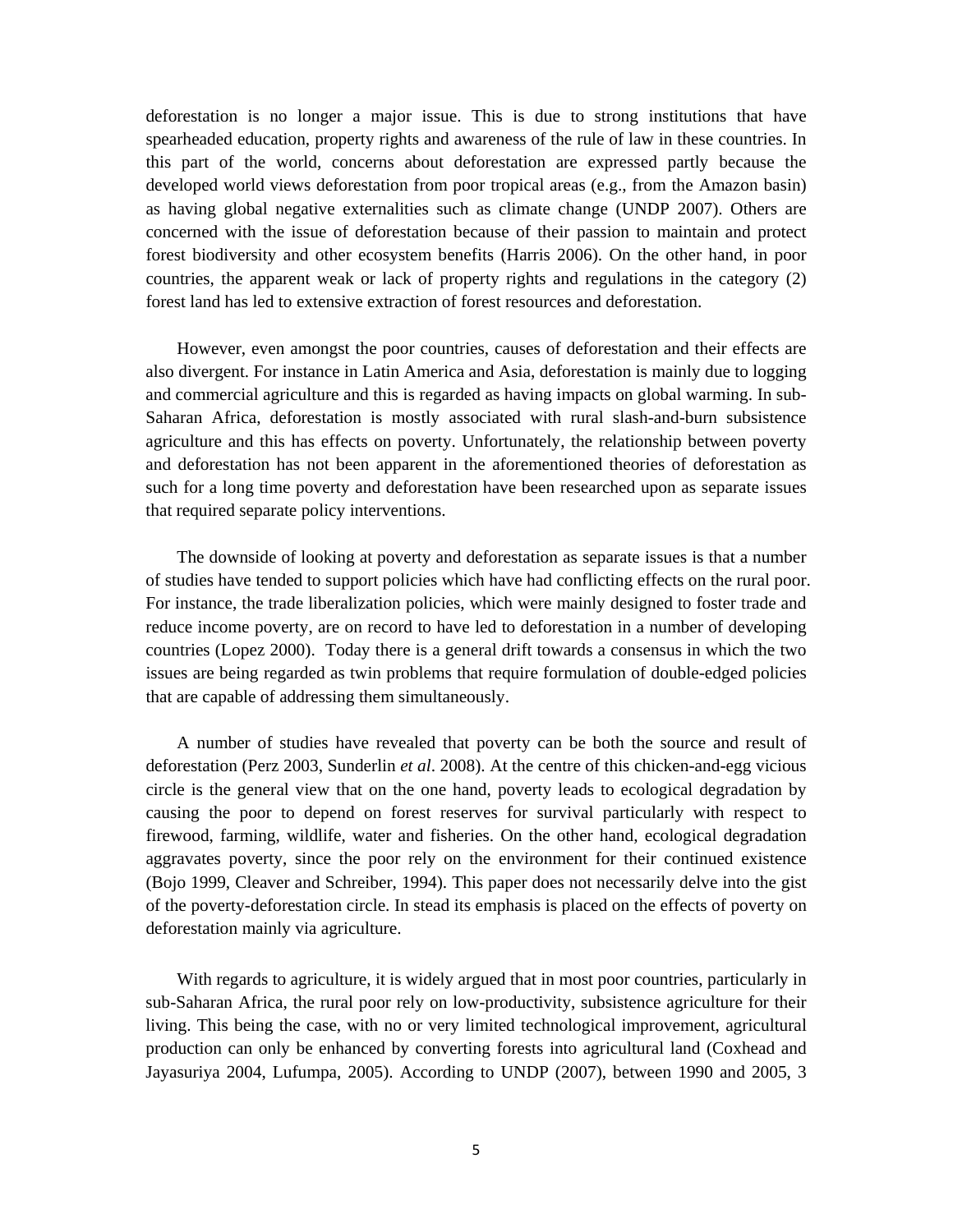deforestation is no longer a major issue. This is due to strong institutions that have spearheaded education, property rights and awareness of the rule of law in these countries. In this part of the world, concerns about deforestation are expressed partly because the developed world views deforestation from poor tropical areas (e.g., from the Amazon basin) as having global negative externalities such as climate change (UNDP 2007). Others are concerned with the issue of deforestation because of their passion to maintain and protect forest biodiversity and other ecosystem benefits (Harris 2006). On the other hand, in poor countries, the apparent weak or lack of property rights and regulations in the category (2) forest land has led to extensive extraction of forest resources and deforestation.

However, even amongst the poor countries, causes of deforestation and their effects are also divergent. For instance in Latin America and Asia, deforestation is mainly due to logging and commercial agriculture and this is regarded as having impacts on global warming. In sub-Saharan Africa, deforestation is mostly associated with rural slash-and-burn subsistence agriculture and this has effects on poverty. Unfortunately, the relationship between poverty and deforestation has not been apparent in the aforementioned theories of deforestation as such for a long time poverty and deforestation have been researched upon as separate issues that required separate policy interventions.

The downside of looking at poverty and deforestation as separate issues is that a number of studies have tended to support policies which have had conflicting effects on the rural poor. For instance, the trade liberalization policies, which were mainly designed to foster trade and reduce income poverty, are on record to have led to deforestation in a number of developing countries (Lopez 2000). Today there is a general drift towards a consensus in which the two issues are being regarded as twin problems that require formulation of double-edged policies that are capable of addressing them simultaneously.

A number of studies have revealed that poverty can be both the source and result of deforestation (Perz 2003, Sunderlin *et al*. 2008). At the centre of this chicken-and-egg vicious circle is the general view that on the one hand, poverty leads to ecological degradation by causing the poor to depend on forest reserves for survival particularly with respect to firewood, farming, wildlife, water and fisheries. On the other hand, ecological degradation aggravates poverty, since the poor rely on the environment for their continued existence (Bojo 1999, Cleaver and Schreiber, 1994). This paper does not necessarily delve into the gist of the poverty-deforestation circle. In stead its emphasis is placed on the effects of poverty on deforestation mainly via agriculture.

With regards to agriculture, it is widely argued that in most poor countries, particularly in sub-Saharan Africa, the rural poor rely on low-productivity, subsistence agriculture for their living. This being the case, with no or very limited technological improvement, agricultural production can only be enhanced by converting forests into agricultural land (Coxhead and Jayasuriya 2004, Lufumpa, 2005). According to UNDP (2007), between 1990 and 2005, 3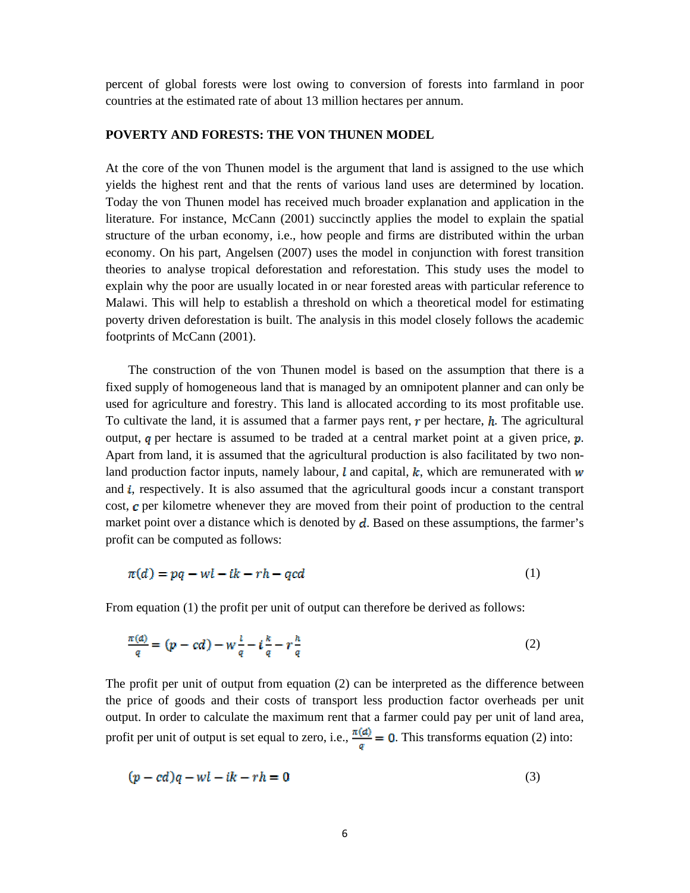percent of global forests were lost owing to conversion of forests into farmland in poor countries at the estimated rate of about 13 million hectares per annum.

## POVERTY AND FORESTS: THE VON THUNEN MODEL

At the core of the von Thunen model is the argument that land is assigned to the use which yields the highest rent and that the rents of various land uses are determined by location. Today the von Thunen model has received much broader explanation and application in the literature. For instance, McCann (2001) succinctly applies the model to explain the spatial structure of the urban economy, i.e., how people and firms are distributed within the urban economy. On his part, Angelsen (2007) uses the model in conjunction with forest transition theories to analyse tropical deforestation and reforestation. This study uses the model to explain why the poor are usually located in or near forested areas with particular reference to Malawi. This will help to establish a threshold on which a theoretical model for estimating poverty driven deforestation is built. The analysis in this model closely follows the academic footprints of McCann (2001).

The construction of the von Thunen model is based on the assumption that there is a fixed supply of homogeneous land that is managed by an omnipotent planner and can only be used for agriculture and forestry. This land is allocated according to its most profitable use. To cultivate the land, it is assumed that a farmer pays rent, $r$ per hectare, $h$. The agricultural output, $q$ per hectare is assumed to be traded at a central market point at a given price, $p$. Apart from land, it is assumed that the agricultural production is also facilitated by two non-land production factor inputs, namely labour, $l$ and capital, $k$, which are remunerated with $w$ and $i$, respectively. It is also assumed that the agricultural goods incur a constant transport cost, $c$ per kilometre whenever they are moved from their point of production to the central market point over a distance which is denoted by $d$. Based on these assumptions, the farmer's profit can be computed as follows:

$$\pi(d) = pq - wl - ik - rh - qcd \tag{1}$$

From equation (1) the profit per unit of output can therefore be derived as follows:

$$\frac{\pi(d)}{q} = (p - cd) - w\frac{l}{q} - i\frac{k}{q} - r\frac{h}{q} \tag{2}$$

The profit per unit of output from equation (2) can be interpreted as the difference between the price of goods and their costs of transport less production factor overheads per unit output. In order to calculate the maximum rent that a farmer could pay per unit of land area, profit per unit of output is set equal to zero, i.e., $\frac{\pi(d)}{q} = 0$. This transforms equation (2) into:

$$(p - cd)q - wl - ik - rh = 0 \tag{3}$$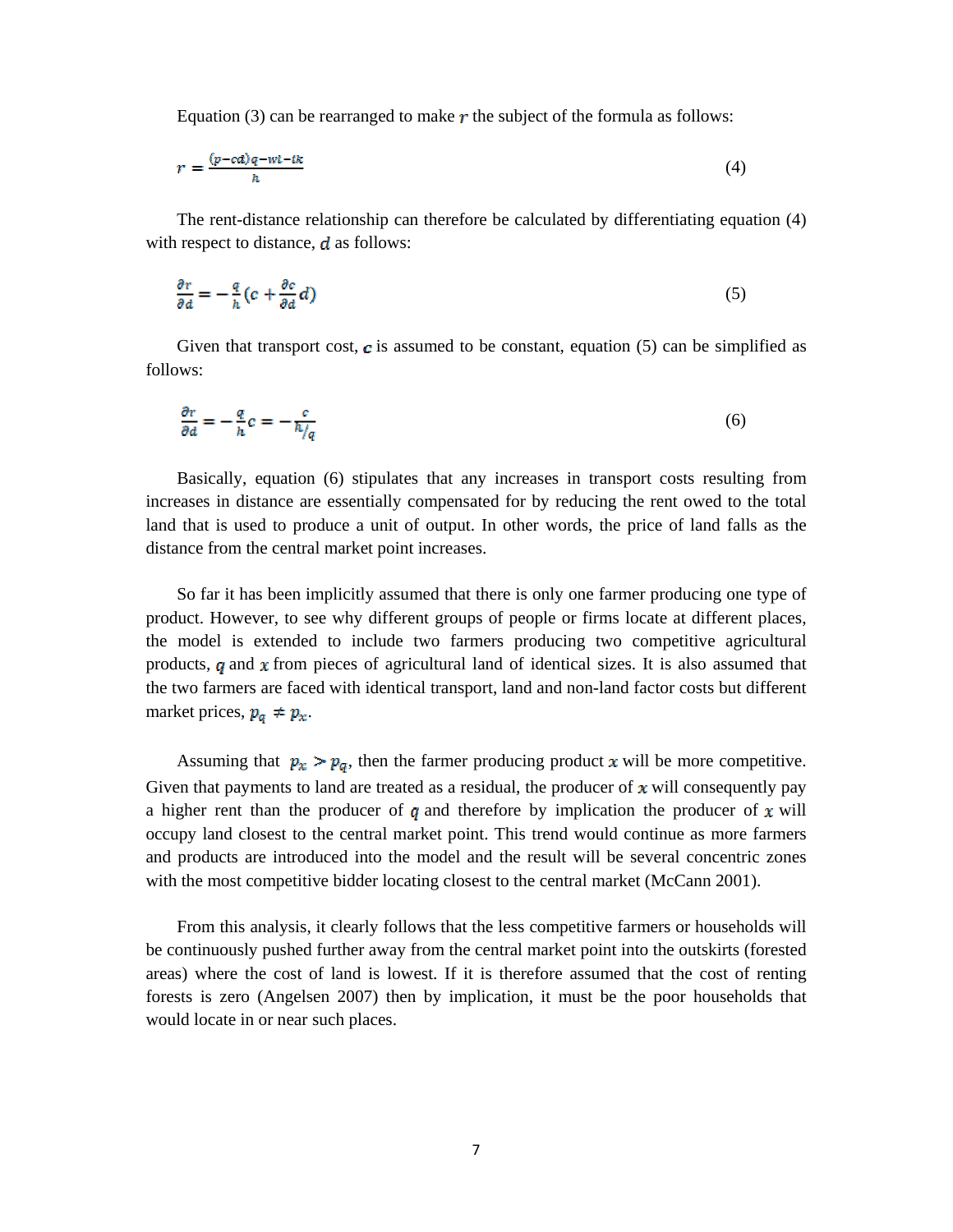Equation (3) can be rearranged to make $r$ the subject of the formula as follows:

$$r = \frac{(p - cd)q - wi - tk}{h} \quad (4)$$

The rent-distance relationship can therefore be calculated by differentiating equation (4) with respect to distance, $d$ as follows:

$$\frac{\partial r}{\partial d} = -\frac{q}{h}\left(c + \frac{\partial c}{\partial d}d\right) \quad (5)$$

Given that transport cost, $c$ is assumed to be constant, equation (5) can be simplified as follows:

$$\frac{\partial r}{\partial d} = -\frac{q}{h}c = -\frac{c}{h/q} \quad (6)$$

Basically, equation (6) stipulates that any increases in transport costs resulting from increases in distance are essentially compensated for by reducing the rent owed to the total land that is used to produce a unit of output. In other words, the price of land falls as the distance from the central market point increases.

So far it has been implicitly assumed that there is only one farmer producing one type of product. However, to see why different groups of people or firms locate at different places, the model is extended to include two farmers producing two competitive agricultural products, $q$ and $x$ from pieces of agricultural land of identical sizes. It is also assumed that the two farmers are faced with identical transport, land and non-land factor costs but different market prices, $p_q \neq p_x$.

Assuming that $p_x > p_q$, then the farmer producing product $x$ will be more competitive. Given that payments to land are treated as a residual, the producer of $x$ will consequently pay a higher rent than the producer of $q$ and therefore by implication the producer of $x$ will occupy land closest to the central market point. This trend would continue as more farmers and products are introduced into the model and the result will be several concentric zones with the most competitive bidder locating closest to the central market (McCann 2001).

From this analysis, it clearly follows that the less competitive farmers or households will be continuously pushed further away from the central market point into the outskirts (forested areas) where the cost of land is lowest. If it is therefore assumed that the cost of renting forests is zero (Angelsen 2007) then by implication, it must be the poor households that would locate in or near such places.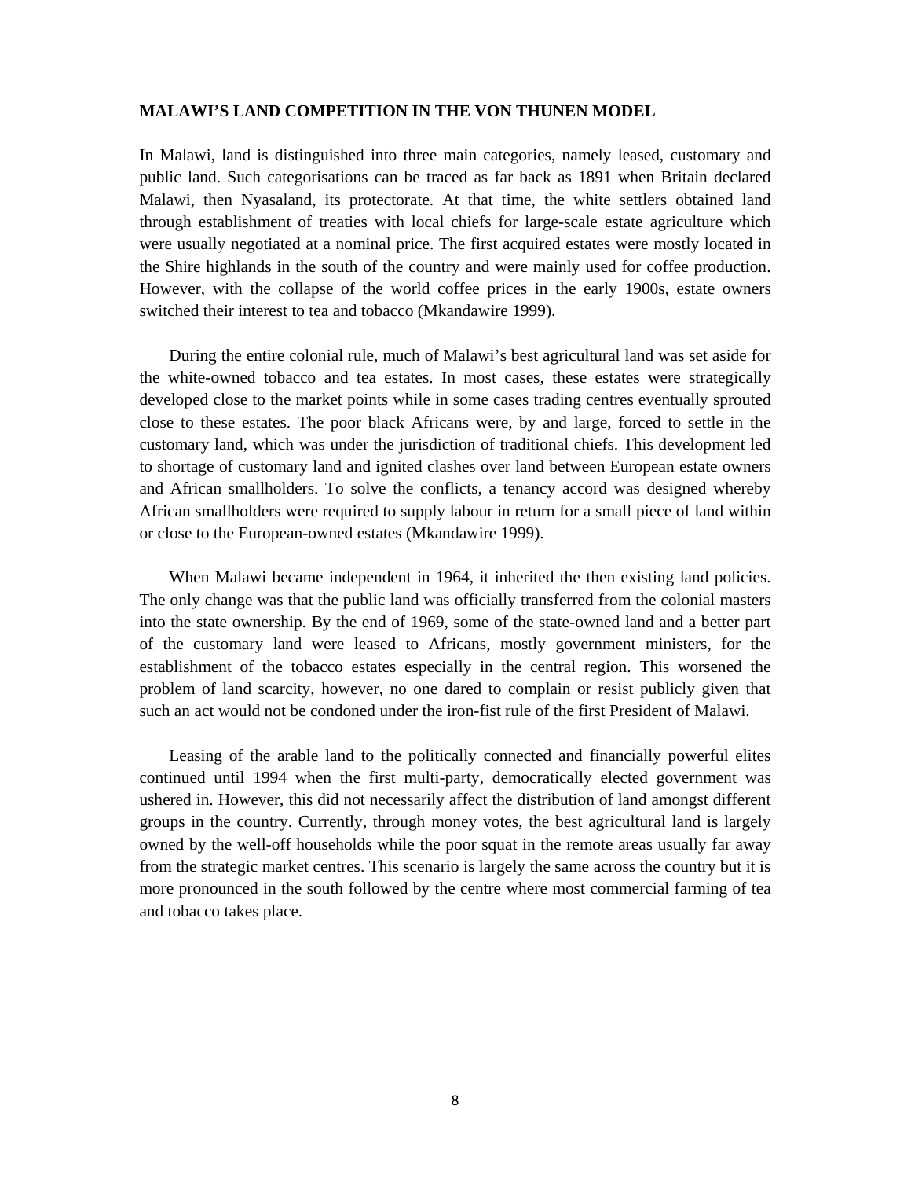**MALAWI'S LAND COMPETITION IN THE VON THUNEN MODEL**

In Malawi, land is distinguished into three main categories, namely leased, customary and public land. Such categorisations can be traced as far back as 1891 when Britain declared Malawi, then Nyasaland, its protectorate. At that time, the white settlers obtained land through establishment of treaties with local chiefs for large-scale estate agriculture which were usually negotiated at a nominal price. The first acquired estates were mostly located in the Shire highlands in the south of the country and were mainly used for coffee production. However, with the collapse of the world coffee prices in the early 1900s, estate owners switched their interest to tea and tobacco (Mkandawire 1999).

During the entire colonial rule, much of Malawi's best agricultural land was set aside for the white-owned tobacco and tea estates. In most cases, these estates were strategically developed close to the market points while in some cases trading centres eventually sprouted close to these estates. The poor black Africans were, by and large, forced to settle in the customary land, which was under the jurisdiction of traditional chiefs. This development led to shortage of customary land and ignited clashes over land between European estate owners and African smallholders. To solve the conflicts, a tenancy accord was designed whereby African smallholders were required to supply labour in return for a small piece of land within or close to the European-owned estates (Mkandawire 1999).

When Malawi became independent in 1964, it inherited the then existing land policies. The only change was that the public land was officially transferred from the colonial masters into the state ownership. By the end of 1969, some of the state-owned land and a better part of the customary land were leased to Africans, mostly government ministers, for the establishment of the tobacco estates especially in the central region. This worsened the problem of land scarcity, however, no one dared to complain or resist publicly given that such an act would not be condoned under the iron-fist rule of the first President of Malawi.

Leasing of the arable land to the politically connected and financially powerful elites continued until 1994 when the first multi-party, democratically elected government was ushered in. However, this did not necessarily affect the distribution of land amongst different groups in the country. Currently, through money votes, the best agricultural land is largely owned by the well-off households while the poor squat in the remote areas usually far away from the strategic market centres. This scenario is largely the same across the country but it is more pronounced in the south followed by the centre where most commercial farming of tea and tobacco takes place.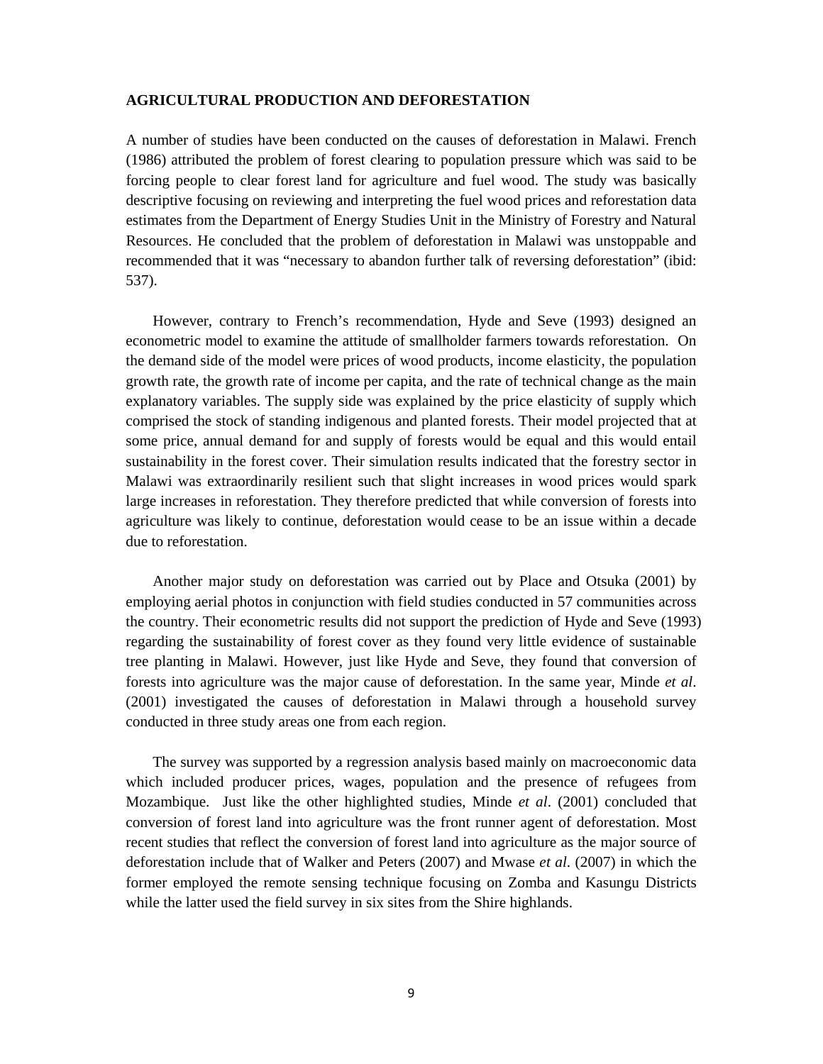## AGRICULTURAL PRODUCTION AND DEFORESTATION

A number of studies have been conducted on the causes of deforestation in Malawi. French (1986) attributed the problem of forest clearing to population pressure which was said to be forcing people to clear forest land for agriculture and fuel wood. The study was basically descriptive focusing on reviewing and interpreting the fuel wood prices and reforestation data estimates from the Department of Energy Studies Unit in the Ministry of Forestry and Natural Resources. He concluded that the problem of deforestation in Malawi was unstoppable and recommended that it was "necessary to abandon further talk of reversing deforestation" (ibid: 537).

However, contrary to French's recommendation, Hyde and Seve (1993) designed an econometric model to examine the attitude of smallholder farmers towards reforestation. On the demand side of the model were prices of wood products, income elasticity, the population growth rate, the growth rate of income per capita, and the rate of technical change as the main explanatory variables. The supply side was explained by the price elasticity of supply which comprised the stock of standing indigenous and planted forests. Their model projected that at some price, annual demand for and supply of forests would be equal and this would entail sustainability in the forest cover. Their simulation results indicated that the forestry sector in Malawi was extraordinarily resilient such that slight increases in wood prices would spark large increases in reforestation. They therefore predicted that while conversion of forests into agriculture was likely to continue, deforestation would cease to be an issue within a decade due to reforestation.

Another major study on deforestation was carried out by Place and Otsuka (2001) by employing aerial photos in conjunction with field studies conducted in 57 communities across the country. Their econometric results did not support the prediction of Hyde and Seve (1993) regarding the sustainability of forest cover as they found very little evidence of sustainable tree planting in Malawi. However, just like Hyde and Seve, they found that conversion of forests into agriculture was the major cause of deforestation. In the same year, Minde *et al*. (2001) investigated the causes of deforestation in Malawi through a household survey conducted in three study areas one from each region.

The survey was supported by a regression analysis based mainly on macroeconomic data which included producer prices, wages, population and the presence of refugees from Mozambique. Just like the other highlighted studies, Minde *et al*. (2001) concluded that conversion of forest land into agriculture was the front runner agent of deforestation. Most recent studies that reflect the conversion of forest land into agriculture as the major source of deforestation include that of Walker and Peters (2007) and Mwase *et al*. (2007) in which the former employed the remote sensing technique focusing on Zomba and Kasungu Districts while the latter used the field survey in six sites from the Shire highlands.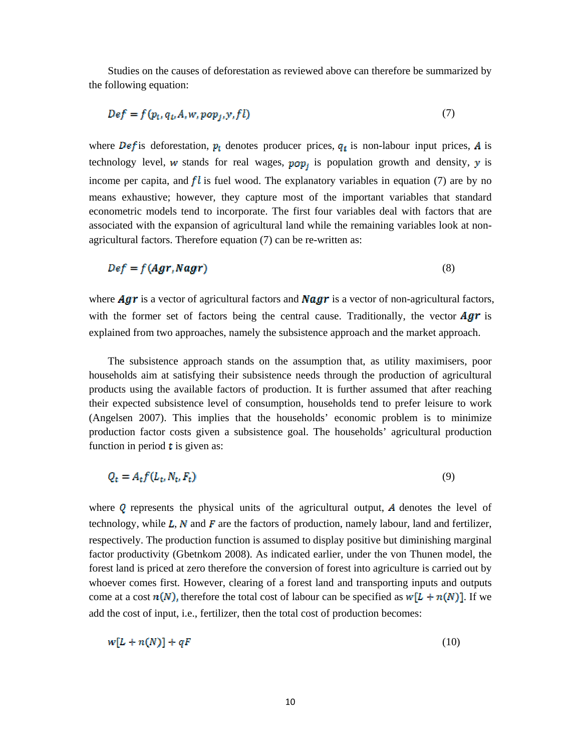Studies on the causes of deforestation as reviewed above can therefore be summarized by the following equation:

$$Def = f(p_t, q_t, A, w, pop_j, y, fl) \tag{7}$$

where $Def$ is deforestation, $p_t$ denotes producer prices, $q_t$ is non-labour input prices, $A$ is technology level, $w$ stands for real wages, $pop_j$ is population growth and density, $y$ is income per capita, and $fl$ is fuel wood. The explanatory variables in equation (7) are by no means exhaustive; however, they capture most of the important variables that standard econometric models tend to incorporate. The first four variables deal with factors that are associated with the expansion of agricultural land while the remaining variables look at non-agricultural factors. Therefore equation (7) can be re-written as:

$$Def = f(\boldsymbol{Agr}, \boldsymbol{Nagr}) \tag{8}$$

where $\boldsymbol{Agr}$ is a vector of agricultural factors and $\boldsymbol{Nagr}$ is a vector of non-agricultural factors, with the former set of factors being the central cause. Traditionally, the vector $\boldsymbol{Agr}$ is explained from two approaches, namely the subsistence approach and the market approach.

The subsistence approach stands on the assumption that, as utility maximisers, poor households aim at satisfying their subsistence needs through the production of agricultural products using the available factors of production. It is further assumed that after reaching their expected subsistence level of consumption, households tend to prefer leisure to work (Angelsen 2007). This implies that the households' economic problem is to minimize production factor costs given a subsistence goal. The households' agricultural production function in period $t$ is given as:

$$Q_t = A_t f(L_t, N_t, F_t) \tag{9}$$

where $Q$ represents the physical units of the agricultural output, $A$ denotes the level of technology, while $L$, $N$ and $F$ are the factors of production, namely labour, land and fertilizer, respectively. The production function is assumed to display positive but diminishing marginal factor productivity (Gbetnkom 2008). As indicated earlier, under the von Thunen model, the forest land is priced at zero therefore the conversion of forest into agriculture is carried out by whoever comes first. However, clearing of a forest land and transporting inputs and outputs come at a cost $n(N)$, therefore the total cost of labour can be specified as $w[L + n(N)]$. If we add the cost of input, i.e., fertilizer, then the total cost of production becomes:

$$w[L + n(N)] + qF \tag{10}$$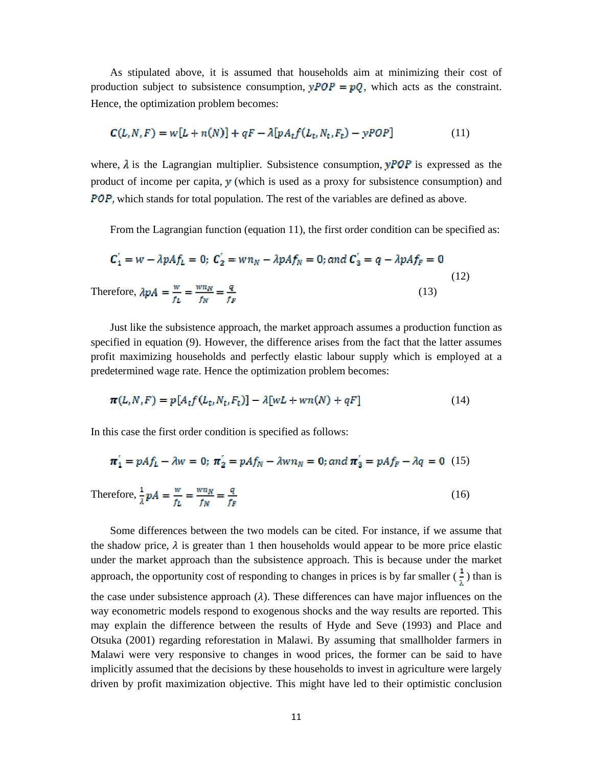As stipulated above, it is assumed that households aim at minimizing their cost of production subject to subsistence consumption, $yPOP = pQ$, which acts as the constraint. Hence, the optimization problem becomes:

$$C(L, N, F) = w[L + n(N)] + qF - \lambda[pA_t f(L_t, N_t, F_t) - yPOP] \tag{11}$$

where, $\lambda$ is the Lagrangian multiplier. Subsistence consumption, $yPOP$ is expressed as the product of income per capita, $y$ (which is used as a proxy for subsistence consumption) and $POP$, which stands for total population. The rest of the variables are defined as above.

From the Lagrangian function (equation 11), the first order condition can be specified as:

$$C_1' = w - \lambda pAf_L = 0;\ C_2' = wn_N - \lambda pAf_N = 0; and\ C_3' = q - \lambda pAf_F = 0 \tag{12}$$

Therefore, $\lambda pA = \frac{w}{f_L} = \frac{wn_N}{f_N} = \frac{q}{f_F}$ (13)

Just like the subsistence approach, the market approach assumes a production function as specified in equation (9). However, the difference arises from the fact that the latter assumes profit maximizing households and perfectly elastic labour supply which is employed at a predetermined wage rate. Hence the optimization problem becomes:

$$\pi(L, N, F) = p[A_t f(L_t, N_t, F_t)] - \lambda[wL + wn(N) + qF] \tag{14}$$

In this case the first order condition is specified as follows:

$$\pi_1' = pAf_L - \lambda w = 0;\ \pi_2' = pAf_N - \lambda wn_N = 0; and\ \pi_3' = pAf_F - \lambda q = 0 \tag{15}$$

Therefore, $\frac{1}{\lambda} pA = \frac{w}{f_L} = \frac{wn_N}{f_N} = \frac{q}{f_F}$ (16)

Some differences between the two models can be cited. For instance, if we assume that the shadow price, $\lambda$ is greater than 1 then households would appear to be more price elastic under the market approach than the subsistence approach. This is because under the market approach, the opportunity cost of responding to changes in prices is by far smaller ($\frac{1}{\lambda}$) than is the case under subsistence approach ($\lambda$). These differences can have major influences on the way econometric models respond to exogenous shocks and the way results are reported. This may explain the difference between the results of Hyde and Seve (1993) and Place and Otsuka (2001) regarding reforestation in Malawi. By assuming that smallholder farmers in Malawi were very responsive to changes in wood prices, the former can be said to have implicitly assumed that the decisions by these households to invest in agriculture were largely driven by profit maximization objective. This might have led to their optimistic conclusion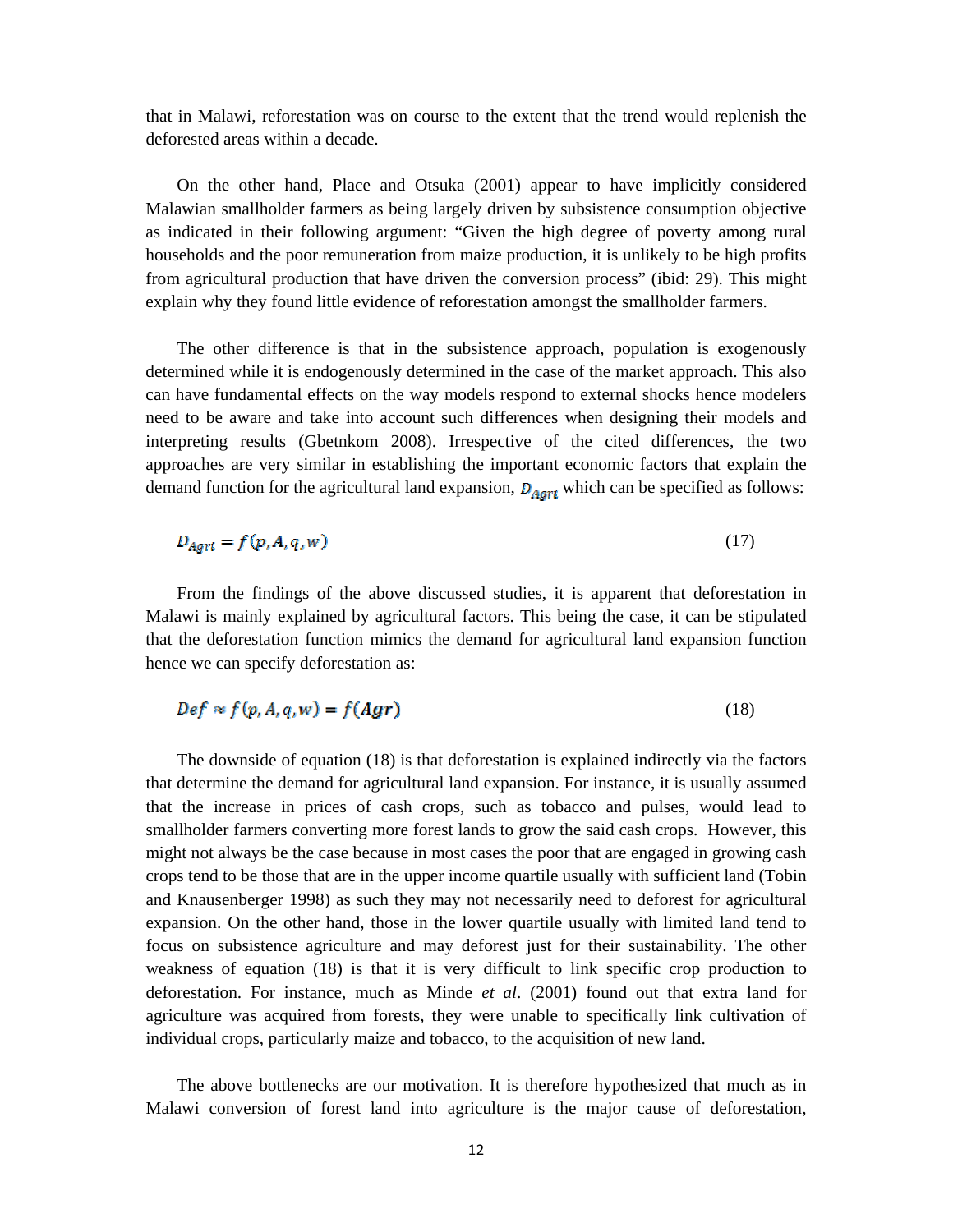that in Malawi, reforestation was on course to the extent that the trend would replenish the deforested areas within a decade.

On the other hand, Place and Otsuka (2001) appear to have implicitly considered Malawian smallholder farmers as being largely driven by subsistence consumption objective as indicated in their following argument: "Given the high degree of poverty among rural households and the poor remuneration from maize production, it is unlikely to be high profits from agricultural production that have driven the conversion process" (ibid: 29). This might explain why they found little evidence of reforestation amongst the smallholder farmers.

The other difference is that in the subsistence approach, population is exogenously determined while it is endogenously determined in the case of the market approach. This also can have fundamental effects on the way models respond to external shocks hence modelers need to be aware and take into account such differences when designing their models and interpreting results (Gbetnkom 2008). Irrespective of the cited differences, the two approaches are very similar in establishing the important economic factors that explain the demand function for the agricultural land expansion, $D_{Agrt}$ which can be specified as follows:

$$D_{Agrt} = f(p, A, q, w) \tag{17}$$

From the findings of the above discussed studies, it is apparent that deforestation in Malawi is mainly explained by agricultural factors. This being the case, it can be stipulated that the deforestation function mimics the demand for agricultural land expansion function hence we can specify deforestation as:

$$Def \approx f(p, A, q, w) = f(Agr) \tag{18}$$

The downside of equation (18) is that deforestation is explained indirectly via the factors that determine the demand for agricultural land expansion. For instance, it is usually assumed that the increase in prices of cash crops, such as tobacco and pulses, would lead to smallholder farmers converting more forest lands to grow the said cash crops. However, this might not always be the case because in most cases the poor that are engaged in growing cash crops tend to be those that are in the upper income quartile usually with sufficient land (Tobin and Knausenberger 1998) as such they may not necessarily need to deforest for agricultural expansion. On the other hand, those in the lower quartile usually with limited land tend to focus on subsistence agriculture and may deforest just for their sustainability. The other weakness of equation (18) is that it is very difficult to link specific crop production to deforestation. For instance, much as Minde *et al*. (2001) found out that extra land for agriculture was acquired from forests, they were unable to specifically link cultivation of individual crops, particularly maize and tobacco, to the acquisition of new land.

The above bottlenecks are our motivation. It is therefore hypothesized that much as in Malawi conversion of forest land into agriculture is the major cause of deforestation,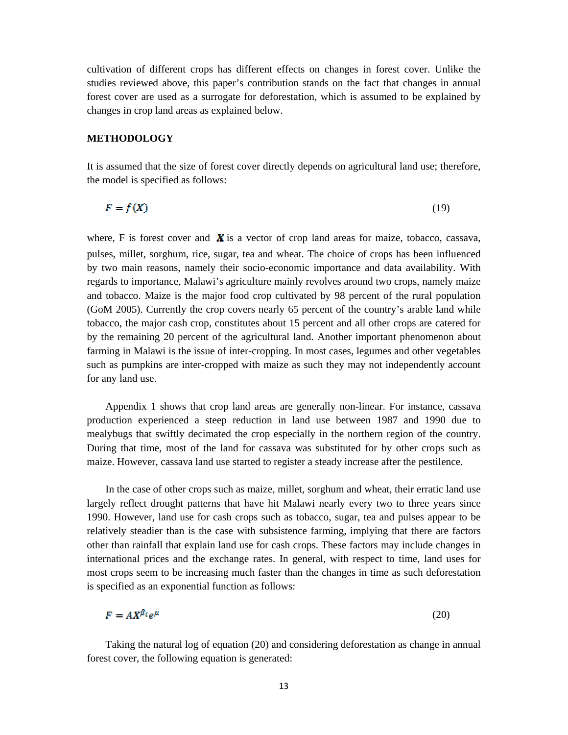cultivation of different crops has different effects on changes in forest cover. Unlike the studies reviewed above, this paper's contribution stands on the fact that changes in annual forest cover are used as a surrogate for deforestation, which is assumed to be explained by changes in crop land areas as explained below.

## METHODOLOGY

It is assumed that the size of forest cover directly depends on agricultural land use; therefore, the model is specified as follows:

$$F = f(\boldsymbol{X}) \tag{19}$$

where, F is forest cover and $\boldsymbol{X}$ is a vector of crop land areas for maize, tobacco, cassava, pulses, millet, sorghum, rice, sugar, tea and wheat. The choice of crops has been influenced by two main reasons, namely their socio-economic importance and data availability. With regards to importance, Malawi's agriculture mainly revolves around two crops, namely maize and tobacco. Maize is the major food crop cultivated by 98 percent of the rural population (GoM 2005). Currently the crop covers nearly 65 percent of the country's arable land while tobacco, the major cash crop, constitutes about 15 percent and all other crops are catered for by the remaining 20 percent of the agricultural land. Another important phenomenon about farming in Malawi is the issue of inter-cropping. In most cases, legumes and other vegetables such as pumpkins are inter-cropped with maize as such they may not independently account for any land use.

Appendix 1 shows that crop land areas are generally non-linear. For instance, cassava production experienced a steep reduction in land use between 1987 and 1990 due to mealybugs that swiftly decimated the crop especially in the northern region of the country. During that time, most of the land for cassava was substituted for by other crops such as maize. However, cassava land use started to register a steady increase after the pestilence.

In the case of other crops such as maize, millet, sorghum and wheat, their erratic land use largely reflect drought patterns that have hit Malawi nearly every two to three years since 1990. However, land use for cash crops such as tobacco, sugar, tea and pulses appear to be relatively steadier than is the case with subsistence farming, implying that there are factors other than rainfall that explain land use for cash crops. These factors may include changes in international prices and the exchange rates. In general, with respect to time, land uses for most crops seem to be increasing much faster than the changes in time as such deforestation is specified as an exponential function as follows:

$$F = A\boldsymbol{X}^{\beta_t} e^{\mu} \tag{20}$$

Taking the natural log of equation (20) and considering deforestation as change in annual forest cover, the following equation is generated: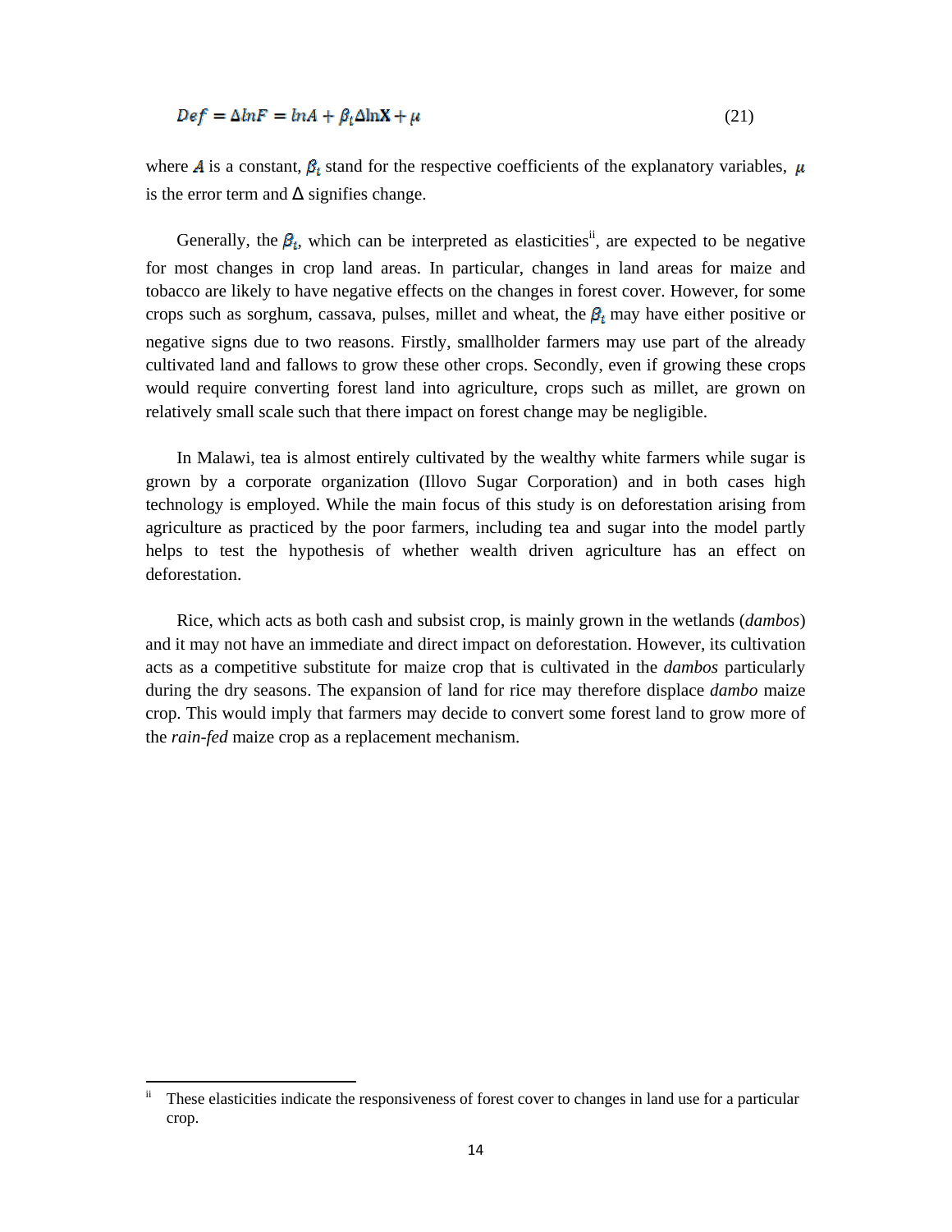$$Def = \Delta lnF = lnA + \beta_i \Delta \ln \mathbf{X} + \mu \tag{21}$$

where $A$ is a constant, $\beta_i$ stand for the respective coefficients of the explanatory variables, $\mu$ is the error term and $\Delta$ signifies change.

Generally, the $\beta_i$, which can be interpreted as elasticities[ii], are expected to be negative for most changes in crop land areas. In particular, changes in land areas for maize and tobacco are likely to have negative effects on the changes in forest cover. However, for some crops such as sorghum, cassava, pulses, millet and wheat, the $\beta_i$ may have either positive or negative signs due to two reasons. Firstly, smallholder farmers may use part of the already cultivated land and fallows to grow these other crops. Secondly, even if growing these crops would require converting forest land into agriculture, crops such as millet, are grown on relatively small scale such that there impact on forest change may be negligible.

In Malawi, tea is almost entirely cultivated by the wealthy white farmers while sugar is grown by a corporate organization (Illovo Sugar Corporation) and in both cases high technology is employed. While the main focus of this study is on deforestation arising from agriculture as practiced by the poor farmers, including tea and sugar into the model partly helps to test the hypothesis of whether wealth driven agriculture has an effect on deforestation.

Rice, which acts as both cash and subsist crop, is mainly grown in the wetlands (*dambos*) and it may not have an immediate and direct impact on deforestation. However, its cultivation acts as a competitive substitute for maize crop that is cultivated in the *dambos* particularly during the dry seasons. The expansion of land for rice may therefore displace *dambo* maize crop. This would imply that farmers may decide to convert some forest land to grow more of the *rain-fed* maize crop as a replacement mechanism.

---

[ii] These elasticities indicate the responsiveness of forest cover to changes in land use for a particular crop.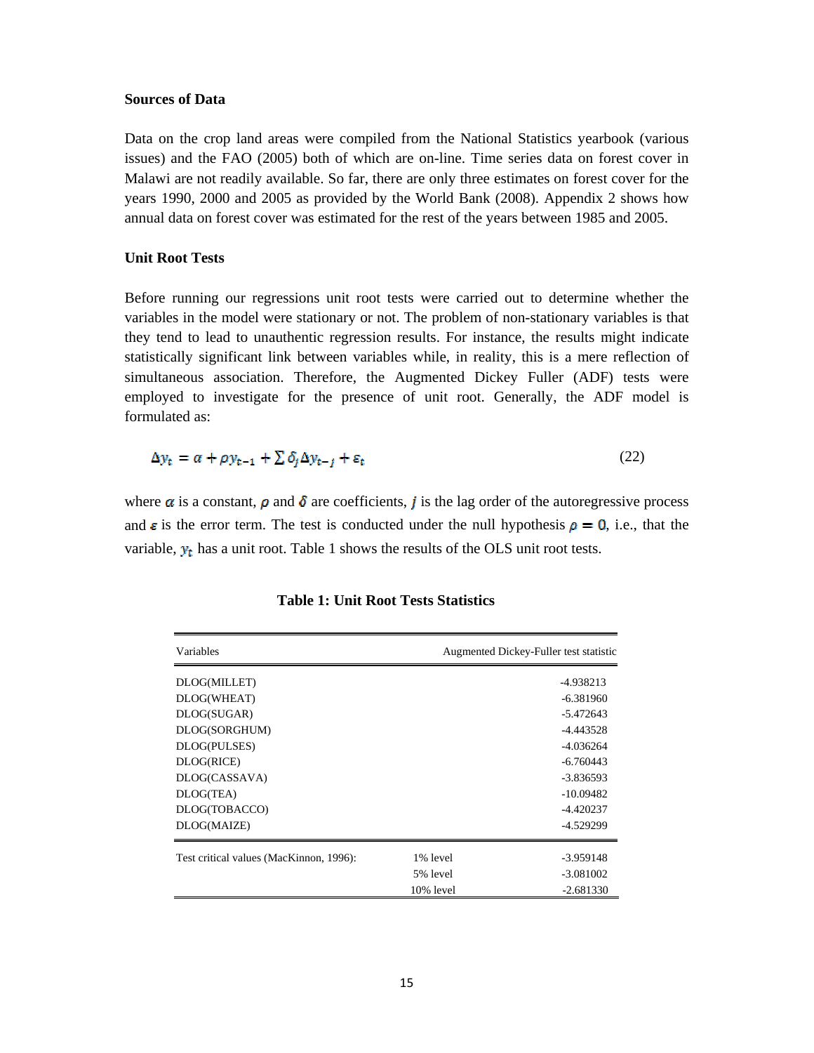**Sources of Data**

Data on the crop land areas were compiled from the National Statistics yearbook (various issues) and the FAO (2005) both of which are on-line. Time series data on forest cover in Malawi are not readily available. So far, there are only three estimates on forest cover for the years 1990, 2000 and 2005 as provided by the World Bank (2008). Appendix 2 shows how annual data on forest cover was estimated for the rest of the years between 1985 and 2005.

**Unit Root Tests**

Before running our regressions unit root tests were carried out to determine whether the variables in the model were stationary or not. The problem of non-stationary variables is that they tend to lead to unauthentic regression results. For instance, the results might indicate statistically significant link between variables while, in reality, this is a mere reflection of simultaneous association. Therefore, the Augmented Dickey Fuller (ADF) tests were employed to investigate for the presence of unit root. Generally, the ADF model is formulated as:

$$\Delta y_t = \alpha + \rho y_{t-1} + \sum \delta_j \Delta y_{t-j} + \varepsilon_t \tag{22}$$

where $\alpha$ is a constant, $\rho$ and $\delta$ are coefficients, $j$ is the lag order of the autoregressive process and $\varepsilon$ is the error term. The test is conducted under the null hypothesis $\rho = 0$, i.e., that the variable, $y_t$ has a unit root. Table 1 shows the results of the OLS unit root tests.

**Table 1: Unit Root Tests Statistics**

| Variables | | Augmented Dickey-Fuller test statistic |
|---|---|---|
| DLOG(MILLET) | | -4.938213 |
| DLOG(WHEAT) | | -6.381960 |
| DLOG(SUGAR) | | -5.472643 |
| DLOG(SORGHUM) | | -4.443528 |
| DLOG(PULSES) | | -4.036264 |
| DLOG(RICE) | | -6.760443 |
| DLOG(CASSAVA) | | -3.836593 |
| DLOG(TEA) | | -10.09482 |
| DLOG(TOBACCO) | | -4.420237 |
| DLOG(MAIZE) | | -4.529299 |
| Test critical values (MacKinnon, 1996): | 1% level | -3.959148 |
| | 5% level | -3.081002 |
| | 10% level | -2.681330 |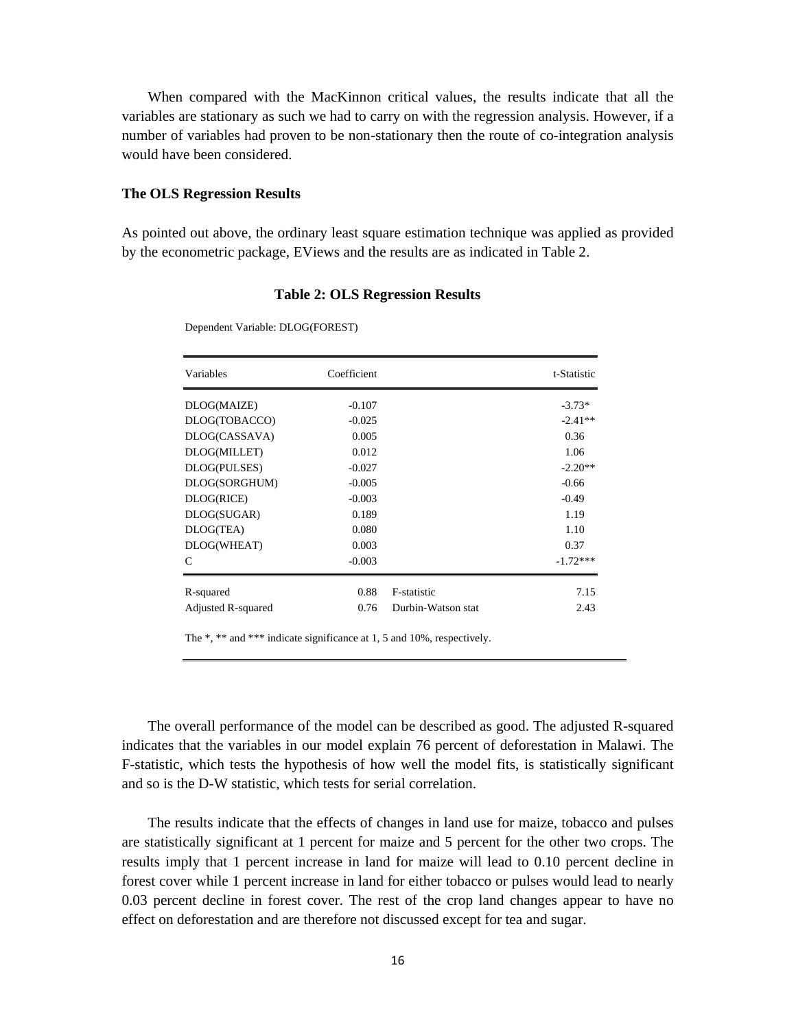When compared with the MacKinnon critical values, the results indicate that all the variables are stationary as such we had to carry on with the regression analysis. However, if a number of variables had proven to be non-stationary then the route of co-integration analysis would have been considered.

**The OLS Regression Results**

As pointed out above, the ordinary least square estimation technique was applied as provided by the econometric package, EViews and the results are as indicated in Table 2.

**Table 2: OLS Regression Results**

Dependent Variable: DLOG(FOREST)

| Variables | Coefficient | | t-Statistic |
|---|---|---|---|
| DLOG(MAIZE) | -0.107 | | -3.73* |
| DLOG(TOBACCO) | -0.025 | | -2.41** |
| DLOG(CASSAVA) | 0.005 | | 0.36 |
| DLOG(MILLET) | 0.012 | | 1.06 |
| DLOG(PULSES) | -0.027 | | -2.20** |
| DLOG(SORGHUM) | -0.005 | | -0.66 |
| DLOG(RICE) | -0.003 | | -0.49 |
| DLOG(SUGAR) | 0.189 | | 1.19 |
| DLOG(TEA) | 0.080 | | 1.10 |
| DLOG(WHEAT) | 0.003 | | 0.37 |
| C | -0.003 | | -1.72*** |
| R-squared | 0.88 | F-statistic | 7.15 |
| Adjusted R-squared | 0.76 | Durbin-Watson stat | 2.43 |

The *, ** and *** indicate significance at 1, 5 and 10%, respectively.

The overall performance of the model can be described as good. The adjusted R-squared indicates that the variables in our model explain 76 percent of deforestation in Malawi. The F-statistic, which tests the hypothesis of how well the model fits, is statistically significant and so is the D-W statistic, which tests for serial correlation.

The results indicate that the effects of changes in land use for maize, tobacco and pulses are statistically significant at 1 percent for maize and 5 percent for the other two crops. The results imply that 1 percent increase in land for maize will lead to 0.10 percent decline in forest cover while 1 percent increase in land for either tobacco or pulses would lead to nearly 0.03 percent decline in forest cover. The rest of the crop land changes appear to have no effect on deforestation and are therefore not discussed except for tea and sugar.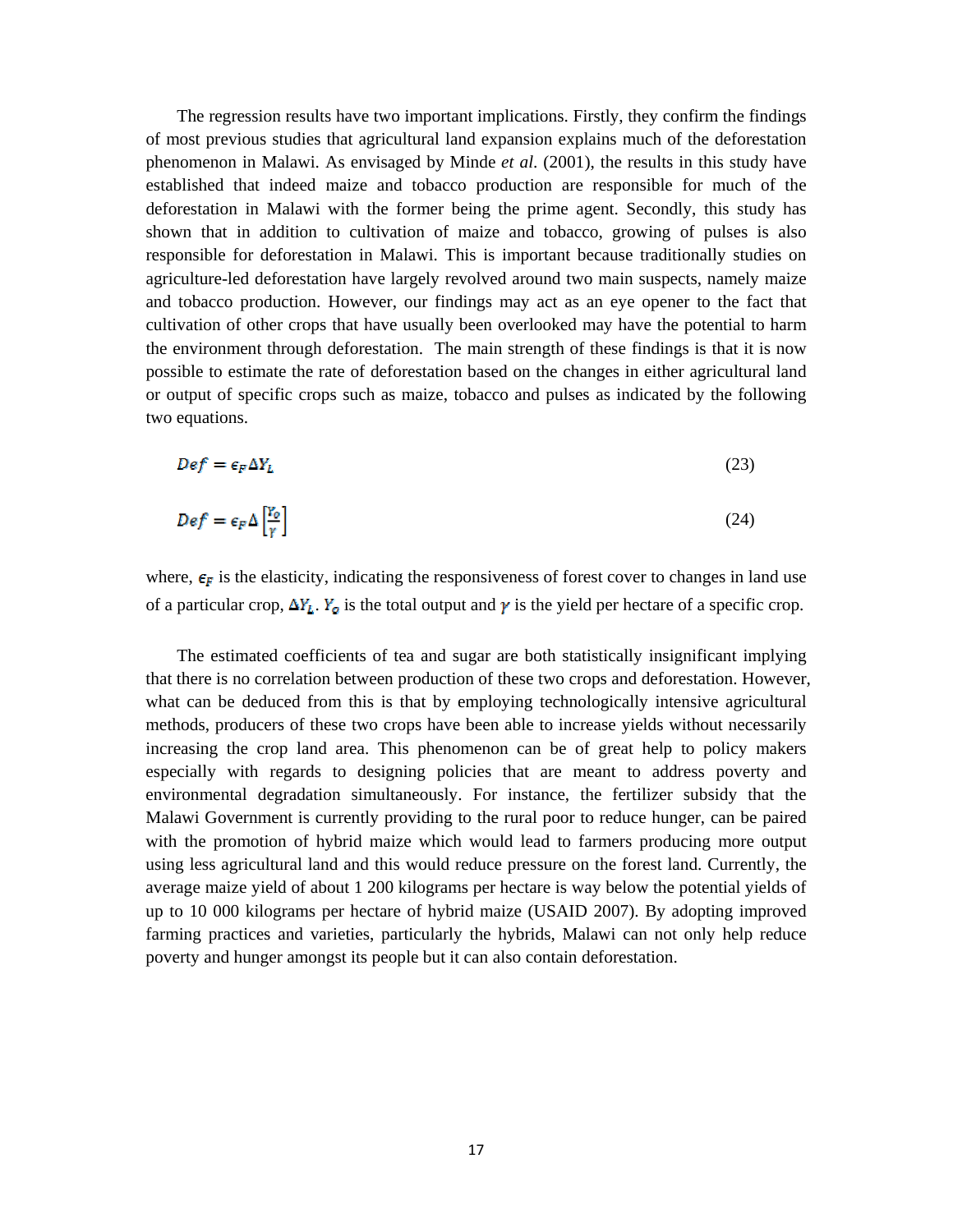The regression results have two important implications. Firstly, they confirm the findings of most previous studies that agricultural land expansion explains much of the deforestation phenomenon in Malawi. As envisaged by Minde *et al.* (2001), the results in this study have established that indeed maize and tobacco production are responsible for much of the deforestation in Malawi with the former being the prime agent. Secondly, this study has shown that in addition to cultivation of maize and tobacco, growing of pulses is also responsible for deforestation in Malawi. This is important because traditionally studies on agriculture-led deforestation have largely revolved around two main suspects, namely maize and tobacco production. However, our findings may act as an eye opener to the fact that cultivation of other crops that have usually been overlooked may have the potential to harm the environment through deforestation. The main strength of these findings is that it is now possible to estimate the rate of deforestation based on the changes in either agricultural land or output of specific crops such as maize, tobacco and pulses as indicated by the following two equations.

$$Def = \epsilon_F \Delta Y_L \tag{23}$$

$$Def = \epsilon_F \Delta \left[\frac{Y_O}{Y}\right] \tag{24}$$

where, $\epsilon_F$ is the elasticity, indicating the responsiveness of forest cover to changes in land use of a particular crop, $\Delta Y_L$. $Y_O$ is the total output and $\gamma$ is the yield per hectare of a specific crop.

The estimated coefficients of tea and sugar are both statistically insignificant implying that there is no correlation between production of these two crops and deforestation. However, what can be deduced from this is that by employing technologically intensive agricultural methods, producers of these two crops have been able to increase yields without necessarily increasing the crop land area. This phenomenon can be of great help to policy makers especially with regards to designing policies that are meant to address poverty and environmental degradation simultaneously. For instance, the fertilizer subsidy that the Malawi Government is currently providing to the rural poor to reduce hunger, can be paired with the promotion of hybrid maize which would lead to farmers producing more output using less agricultural land and this would reduce pressure on the forest land. Currently, the average maize yield of about 1 200 kilograms per hectare is way below the potential yields of up to 10 000 kilograms per hectare of hybrid maize (USAID 2007). By adopting improved farming practices and varieties, particularly the hybrids, Malawi can not only help reduce poverty and hunger amongst its people but it can also contain deforestation.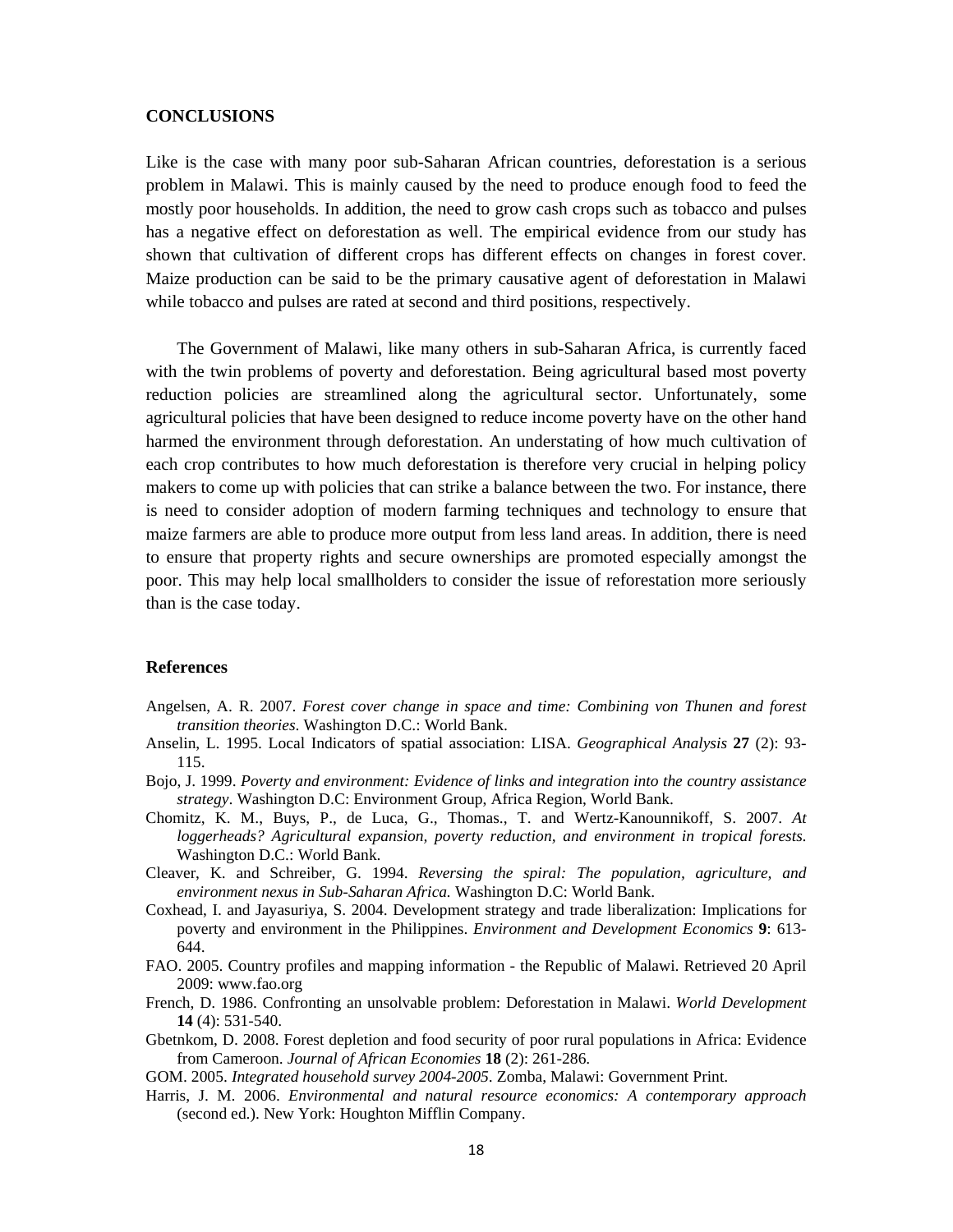## CONCLUSIONS

Like is the case with many poor sub-Saharan African countries, deforestation is a serious problem in Malawi. This is mainly caused by the need to produce enough food to feed the mostly poor households. In addition, the need to grow cash crops such as tobacco and pulses has a negative effect on deforestation as well. The empirical evidence from our study has shown that cultivation of different crops has different effects on changes in forest cover. Maize production can be said to be the primary causative agent of deforestation in Malawi while tobacco and pulses are rated at second and third positions, respectively.

The Government of Malawi, like many others in sub-Saharan Africa, is currently faced with the twin problems of poverty and deforestation. Being agricultural based most poverty reduction policies are streamlined along the agricultural sector. Unfortunately, some agricultural policies that have been designed to reduce income poverty have on the other hand harmed the environment through deforestation. An understating of how much cultivation of each crop contributes to how much deforestation is therefore very crucial in helping policy makers to come up with policies that can strike a balance between the two. For instance, there is need to consider adoption of modern farming techniques and technology to ensure that maize farmers are able to produce more output from less land areas. In addition, there is need to ensure that property rights and secure ownerships are promoted especially amongst the poor. This may help local smallholders to consider the issue of reforestation more seriously than is the case today.

## References

Angelsen, A. R. 2007. *Forest cover change in space and time: Combining von Thunen and forest transition theories*. Washington D.C.: World Bank.

Anselin, L. 1995. Local Indicators of spatial association: LISA. *Geographical Analysis* **27** (2): 93-115.

Bojo, J. 1999. *Poverty and environment: Evidence of links and integration into the country assistance strategy*. Washington D.C: Environment Group, Africa Region, World Bank.

Chomitz, K. M., Buys, P., de Luca, G., Thomas., T. and Wertz-Kanounnikoff, S. 2007. *At loggerheads? Agricultural expansion, poverty reduction, and environment in tropical forests.* Washington D.C.: World Bank.

Cleaver, K. and Schreiber, G. 1994. *Reversing the spiral: The population, agriculture, and environment nexus in Sub-Saharan Africa.* Washington D.C: World Bank.

Coxhead, I. and Jayasuriya, S. 2004. Development strategy and trade liberalization: Implications for poverty and environment in the Philippines. *Environment and Development Economics* **9**: 613-644.

FAO. 2005. Country profiles and mapping information - the Republic of Malawi. Retrieved 20 April 2009: www.fao.org

French, D. 1986. Confronting an unsolvable problem: Deforestation in Malawi. *World Development* **14** (4): 531-540.

Gbetnkom, D. 2008. Forest depletion and food security of poor rural populations in Africa: Evidence from Cameroon. *Journal of African Economies* **18** (2): 261-286.

GOM. 2005. *Integrated household survey 2004-2005*. Zomba, Malawi: Government Print.

Harris, J. M. 2006. *Environmental and natural resource economics: A contemporary approach* (second ed.). New York: Houghton Mifflin Company.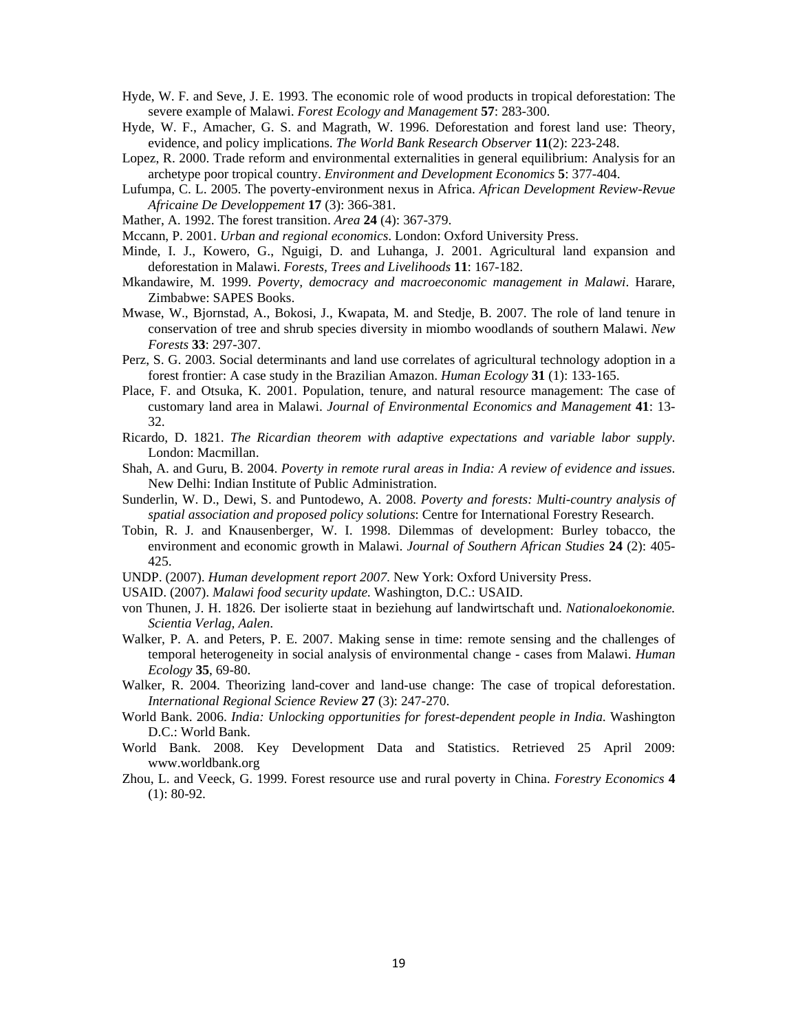Hyde, W. F. and Seve, J. E. 1993. The economic role of wood products in tropical deforestation: The severe example of Malawi. *Forest Ecology and Management* **57**: 283-300.

Hyde, W. F., Amacher, G. S. and Magrath, W. 1996. Deforestation and forest land use: Theory, evidence, and policy implications. *The World Bank Research Observer* **11**(2): 223-248.

Lopez, R. 2000. Trade reform and environmental externalities in general equilibrium: Analysis for an archetype poor tropical country. *Environment and Development Economics* **5**: 377-404.

Lufumpa, C. L. 2005. The poverty-environment nexus in Africa. *African Development Review-Revue Africaine De Developpement* **17** (3): 366-381.

Mather, A. 1992. The forest transition. *Area* **24** (4): 367-379.

Mccann, P. 2001. *Urban and regional economics*. London: Oxford University Press.

Minde, I. J., Kowero, G., Nguigi, D. and Luhanga, J. 2001. Agricultural land expansion and deforestation in Malawi. *Forests, Trees and Livelihoods* **11**: 167-182.

Mkandawire, M. 1999. *Poverty, democracy and macroeconomic management in Malawi*. Harare, Zimbabwe: SAPES Books.

Mwase, W., Bjornstad, A., Bokosi, J., Kwapata, M. and Stedje, B. 2007. The role of land tenure in conservation of tree and shrub species diversity in miombo woodlands of southern Malawi. *New Forests* **33**: 297-307.

Perz, S. G. 2003. Social determinants and land use correlates of agricultural technology adoption in a forest frontier: A case study in the Brazilian Amazon. *Human Ecology* **31** (1): 133-165.

Place, F. and Otsuka, K. 2001. Population, tenure, and natural resource management: The case of customary land area in Malawi. *Journal of Environmental Economics and Management* **41**: 13-32.

Ricardo, D. 1821. *The Ricardian theorem with adaptive expectations and variable labor supply*. London: Macmillan.

Shah, A. and Guru, B. 2004. *Poverty in remote rural areas in India: A review of evidence and issues*. New Delhi: Indian Institute of Public Administration.

Sunderlin, W. D., Dewi, S. and Puntodewo, A. 2008. *Poverty and forests: Multi-country analysis of spatial association and proposed policy solutions*: Centre for International Forestry Research.

Tobin, R. J. and Knausenberger, W. I. 1998. Dilemmas of development: Burley tobacco, the environment and economic growth in Malawi. *Journal of Southern African Studies* **24** (2): 405-425.

UNDP. (2007). *Human development report 2007*. New York: Oxford University Press.

USAID. (2007). *Malawi food security update.* Washington, D.C.: USAID.

von Thunen, J. H. 1826. Der isolierte staat in beziehung auf landwirtschaft und. *Nationaloekonomie. Scientia Verlag, Aalen*.

Walker, P. A. and Peters, P. E. 2007. Making sense in time: remote sensing and the challenges of temporal heterogeneity in social analysis of environmental change - cases from Malawi. *Human Ecology* **35**, 69-80.

Walker, R. 2004. Theorizing land-cover and land-use change: The case of tropical deforestation. *International Regional Science Review* **27** (3): 247-270.

World Bank. 2006. *India: Unlocking opportunities for forest-dependent people in India*. Washington D.C.: World Bank.

World Bank. 2008. Key Development Data and Statistics. Retrieved 25 April 2009: www.worldbank.org

Zhou, L. and Veeck, G. 1999. Forest resource use and rural poverty in China. *Forestry Economics* **4** (1): 80-92.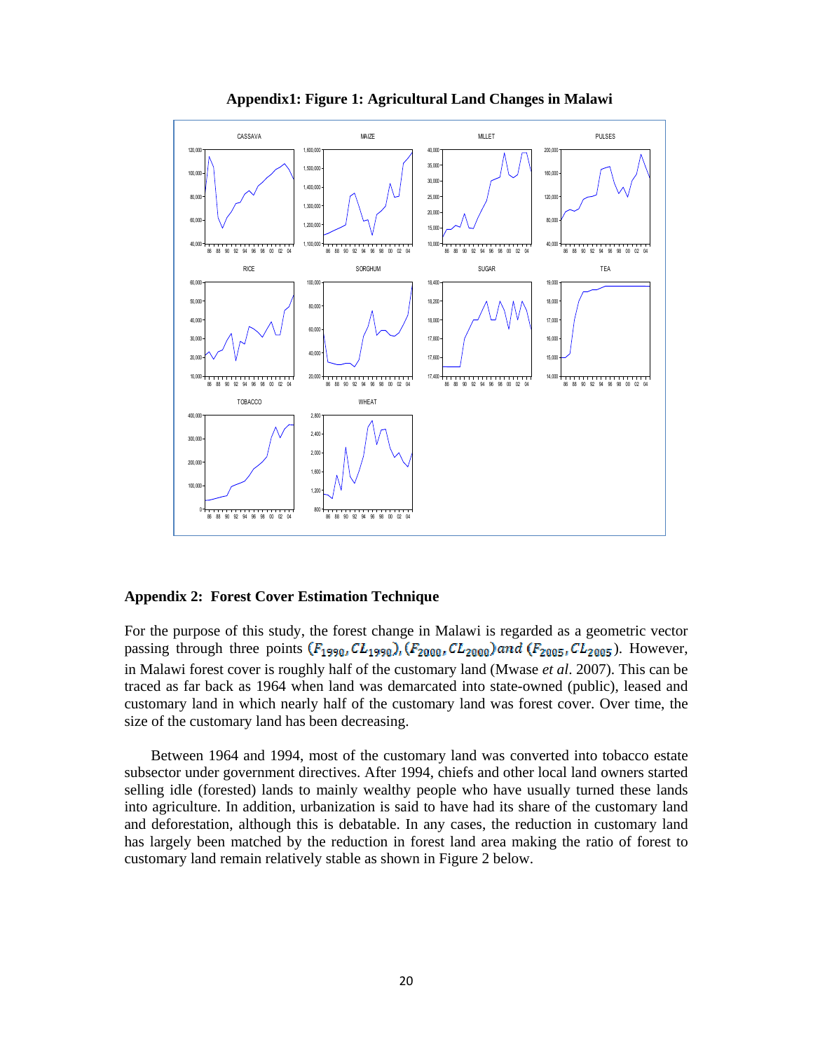**Appendix1: Figure 1: Agricultural Land Changes in Malawi**

## Appendix 2: Forest Cover Estimation Technique

For the purpose of this study, the forest change in Malawi is regarded as a geometric vector passing through three points $(F_{1990}, CL_{1990}), (F_{2000}, CL_{2000})$ and $(F_{2005}, CL_{2005})$. However, in Malawi forest cover is roughly half of the customary land (Mwase *et al*. 2007). This can be traced as far back as 1964 when land was demarcated into state-owned (public), leased and customary land in which nearly half of the customary land was forest cover. Over time, the size of the customary land has been decreasing.

Between 1964 and 1994, most of the customary land was converted into tobacco estate subsector under government directives. After 1994, chiefs and other local land owners started selling idle (forested) lands to mainly wealthy people who have usually turned these lands into agriculture. In addition, urbanization is said to have had its share of the customary land and deforestation, although this is debatable. In any cases, the reduction in customary land has largely been matched by the reduction in forest land area making the ratio of forest to customary land remain relatively stable as shown in Figure 2 below.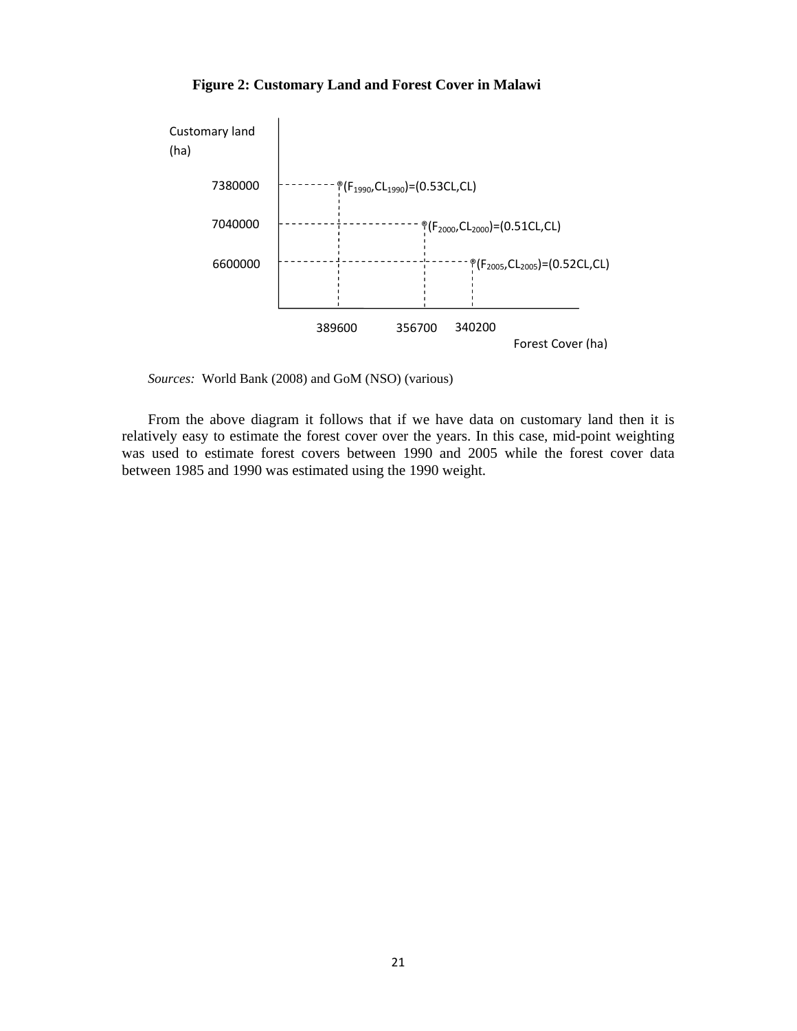**Figure 2: Customary Land and Forest Cover in Malawi**

Customary land (ha)

7380000

7040000

6600000

$(F_{1990}, CL_{1990}) = (0.53CL, CL)$

$(F_{2000}, CL_{2000}) = (0.51CL, CL)$

$(F_{2005}, CL_{2005}) = (0.52CL, CL)$

389600

356700

340200

Forest Cover (ha)

*Sources:* World Bank (2008) and GoM (NSO) (various)

From the above diagram it follows that if we have data on customary land then it is relatively easy to estimate the forest cover over the years. In this case, mid-point weighting was used to estimate forest covers between 1990 and 2005 while the forest cover data between 1985 and 1990 was estimated using the 1990 weight.